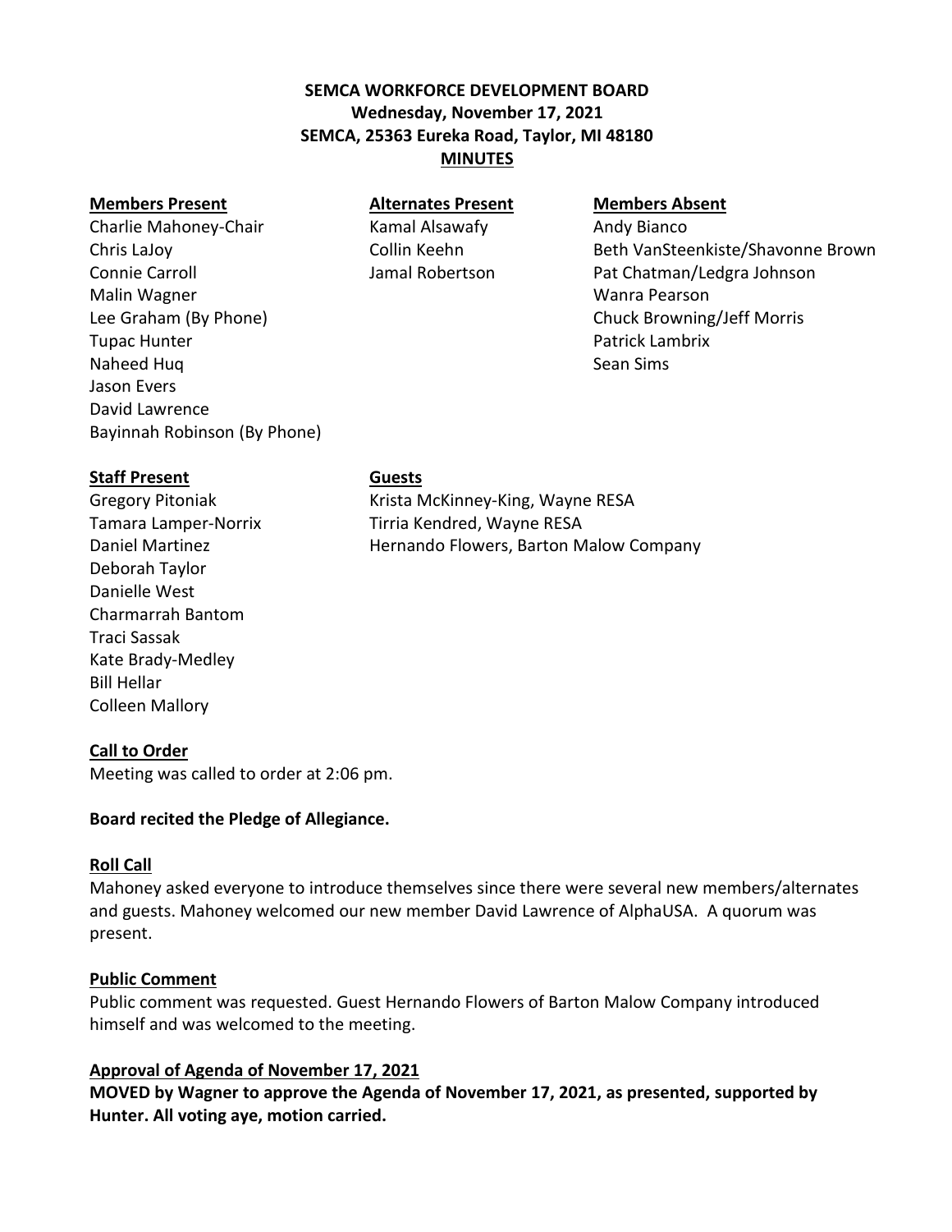# SEMCA WORKFORCE DEVELOPMENT BOARD
## Wednesday, November 17, 2021
## SEMCA, 25363 Eureka Road, Taylor, MI 48180
## MINUTES

| Members Present | Alternates Present | Members Absent |
|---|---|---|
| Charlie Mahoney-Chair | Kamal Alsawafy | Andy Bianco |
| Chris LaJoy | Collin Keehn | Beth VanSteenkiste/Shavonne Brown |
| Connie Carroll | Jamal Robertson | Pat Chatman/Ledgra Johnson |
| Malin Wagner | | Wanra Pearson |
| Lee Graham (By Phone) | | Chuck Browning/Jeff Morris |
| Tupac Hunter | | Patrick Lambrix |
| Naheed Huq | | Sean Sims |
| Jason Evers | | |
| David Lawrence | | |
| Bayinnah Robinson (By Phone) | | |

| Staff Present | Guests |
|---|---|
| Gregory Pitoniak | Krista McKinney-King, Wayne RESA |
| Tamara Lamper-Norrix | Tirria Kendred, Wayne RESA |
| Daniel Martinez | Hernando Flowers, Barton Malow Company |
| Deborah Taylor | |
| Danielle West | |
| Charmarrah Bantom | |
| Traci Sassak | |
| Kate Brady-Medley | |
| Bill Hellar | |
| Colleen Mallory | |

**Call to Order**

Meeting was called to order at 2:06 pm.

**Board recited the Pledge of Allegiance.**

**Roll Call**

Mahoney asked everyone to introduce themselves since there were several new members/alternates and guests. Mahoney welcomed our new member David Lawrence of AlphaUSA. A quorum was present.

**Public Comment**

Public comment was requested. Guest Hernando Flowers of Barton Malow Company introduced himself and was welcomed to the meeting.

**Approval of Agenda of November 17, 2021**

**MOVED by Wagner to approve the Agenda of November 17, 2021, as presented, supported by Hunter. All voting aye, motion carried.**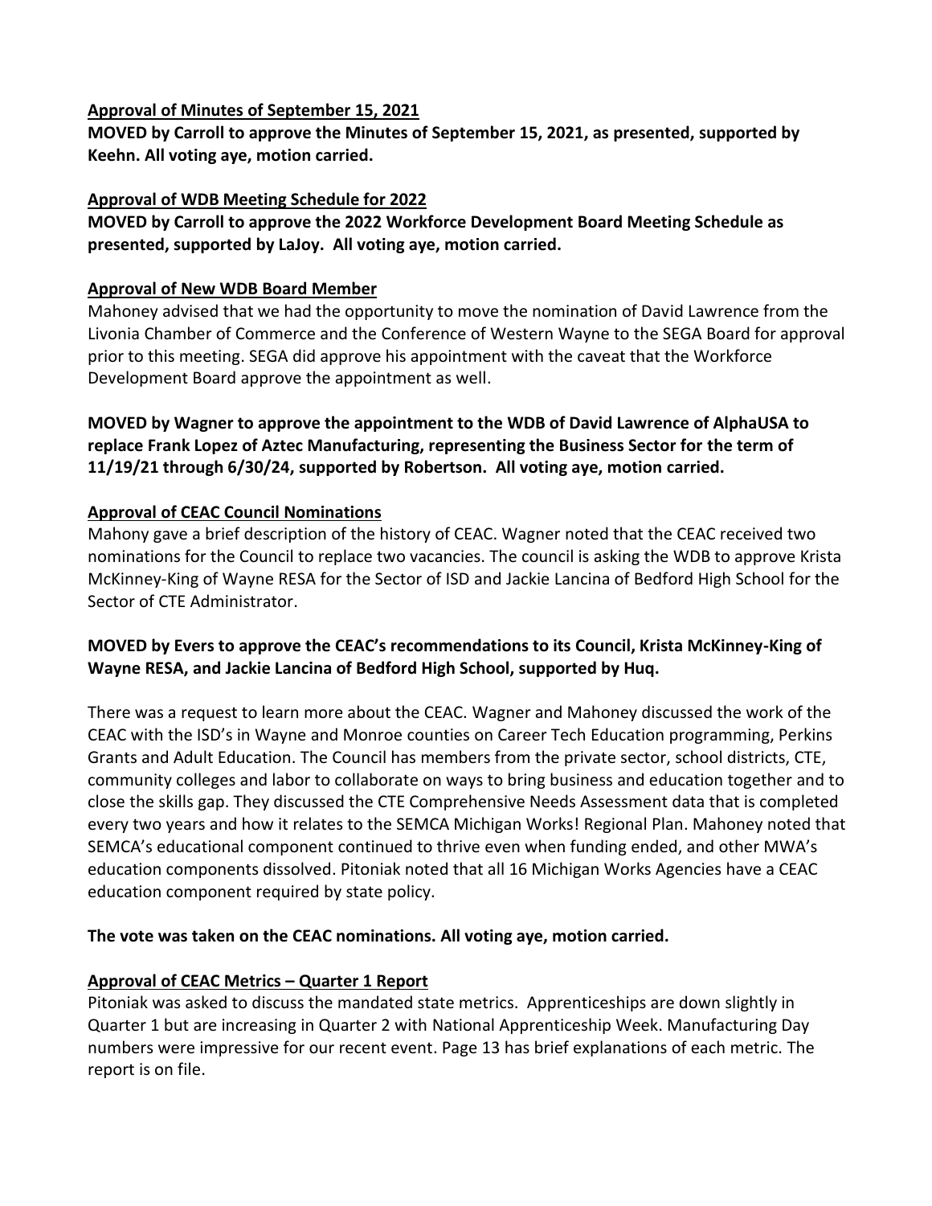**Approval of Minutes of September 15, 2021**

**MOVED by Carroll to approve the Minutes of September 15, 2021, as presented, supported by Keehn. All voting aye, motion carried.**

**Approval of WDB Meeting Schedule for 2022**

**MOVED by Carroll to approve the 2022 Workforce Development Board Meeting Schedule as presented, supported by LaJoy. All voting aye, motion carried.**

**Approval of New WDB Board Member**

Mahoney advised that we had the opportunity to move the nomination of David Lawrence from the Livonia Chamber of Commerce and the Conference of Western Wayne to the SEGA Board for approval prior to this meeting. SEGA did approve his appointment with the caveat that the Workforce Development Board approve the appointment as well.

**MOVED by Wagner to approve the appointment to the WDB of David Lawrence of AlphaUSA to replace Frank Lopez of Aztec Manufacturing, representing the Business Sector for the term of 11/19/21 through 6/30/24, supported by Robertson. All voting aye, motion carried.**

**Approval of CEAC Council Nominations**

Mahony gave a brief description of the history of CEAC. Wagner noted that the CEAC received two nominations for the Council to replace two vacancies. The council is asking the WDB to approve Krista McKinney-King of Wayne RESA for the Sector of ISD and Jackie Lancina of Bedford High School for the Sector of CTE Administrator.

**MOVED by Evers to approve the CEAC's recommendations to its Council, Krista McKinney-King of Wayne RESA, and Jackie Lancina of Bedford High School, supported by Huq.**

There was a request to learn more about the CEAC. Wagner and Mahoney discussed the work of the CEAC with the ISD's in Wayne and Monroe counties on Career Tech Education programming, Perkins Grants and Adult Education. The Council has members from the private sector, school districts, CTE, community colleges and labor to collaborate on ways to bring business and education together and to close the skills gap. They discussed the CTE Comprehensive Needs Assessment data that is completed every two years and how it relates to the SEMCA Michigan Works! Regional Plan. Mahoney noted that SEMCA's educational component continued to thrive even when funding ended, and other MWA's education components dissolved. Pitoniak noted that all 16 Michigan Works Agencies have a CEAC education component required by state policy.

**The vote was taken on the CEAC nominations. All voting aye, motion carried.**

**Approval of CEAC Metrics – Quarter 1 Report**

Pitoniak was asked to discuss the mandated state metrics. Apprenticeships are down slightly in Quarter 1 but are increasing in Quarter 2 with National Apprenticeship Week. Manufacturing Day numbers were impressive for our recent event. Page 13 has brief explanations of each metric. The report is on file.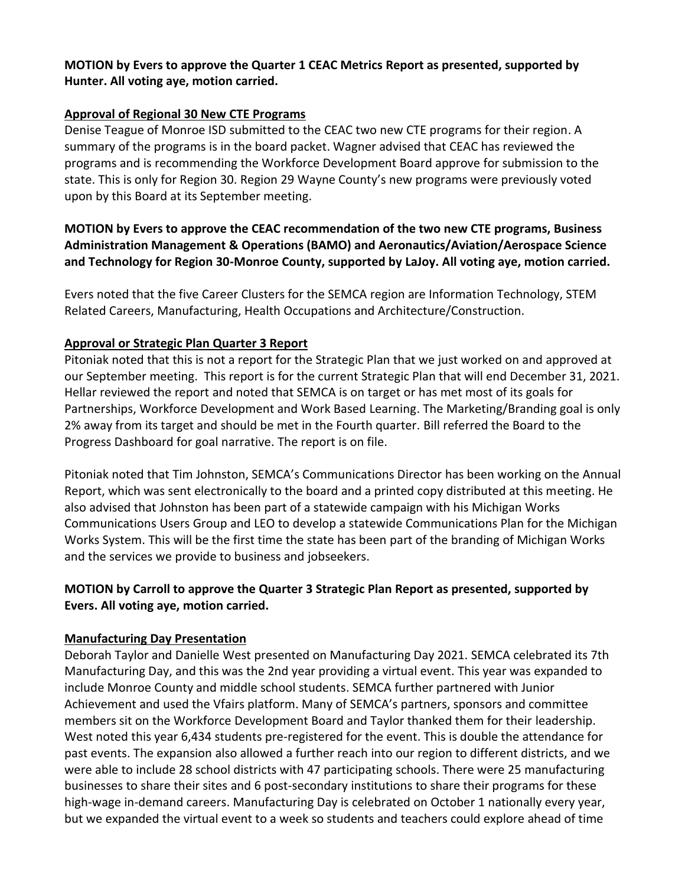**MOTION by Evers to approve the Quarter 1 CEAC Metrics Report as presented, supported by Hunter. All voting aye, motion carried.**

**Approval of Regional 30 New CTE Programs**

Denise Teague of Monroe ISD submitted to the CEAC two new CTE programs for their region. A summary of the programs is in the board packet. Wagner advised that CEAC has reviewed the programs and is recommending the Workforce Development Board approve for submission to the state. This is only for Region 30. Region 29 Wayne County's new programs were previously voted upon by this Board at its September meeting.

**MOTION by Evers to approve the CEAC recommendation of the two new CTE programs, Business Administration Management & Operations (BAMO) and Aeronautics/Aviation/Aerospace Science and Technology for Region 30-Monroe County, supported by LaJoy. All voting aye, motion carried.**

Evers noted that the five Career Clusters for the SEMCA region are Information Technology, STEM Related Careers, Manufacturing, Health Occupations and Architecture/Construction.

**Approval or Strategic Plan Quarter 3 Report**

Pitoniak noted that this is not a report for the Strategic Plan that we just worked on and approved at our September meeting. This report is for the current Strategic Plan that will end December 31, 2021. Hellar reviewed the report and noted that SEMCA is on target or has met most of its goals for Partnerships, Workforce Development and Work Based Learning. The Marketing/Branding goal is only 2% away from its target and should be met in the Fourth quarter. Bill referred the Board to the Progress Dashboard for goal narrative. The report is on file.

Pitoniak noted that Tim Johnston, SEMCA's Communications Director has been working on the Annual Report, which was sent electronically to the board and a printed copy distributed at this meeting. He also advised that Johnston has been part of a statewide campaign with his Michigan Works Communications Users Group and LEO to develop a statewide Communications Plan for the Michigan Works System. This will be the first time the state has been part of the branding of Michigan Works and the services we provide to business and jobseekers.

**MOTION by Carroll to approve the Quarter 3 Strategic Plan Report as presented, supported by Evers. All voting aye, motion carried.**

**Manufacturing Day Presentation**

Deborah Taylor and Danielle West presented on Manufacturing Day 2021. SEMCA celebrated its 7th Manufacturing Day, and this was the 2nd year providing a virtual event. This year was expanded to include Monroe County and middle school students. SEMCA further partnered with Junior Achievement and used the Vfairs platform. Many of SEMCA's partners, sponsors and committee members sit on the Workforce Development Board and Taylor thanked them for their leadership. West noted this year 6,434 students pre-registered for the event. This is double the attendance for past events. The expansion also allowed a further reach into our region to different districts, and we were able to include 28 school districts with 47 participating schools. There were 25 manufacturing businesses to share their sites and 6 post-secondary institutions to share their programs for these high-wage in-demand careers. Manufacturing Day is celebrated on October 1 nationally every year, but we expanded the virtual event to a week so students and teachers could explore ahead of time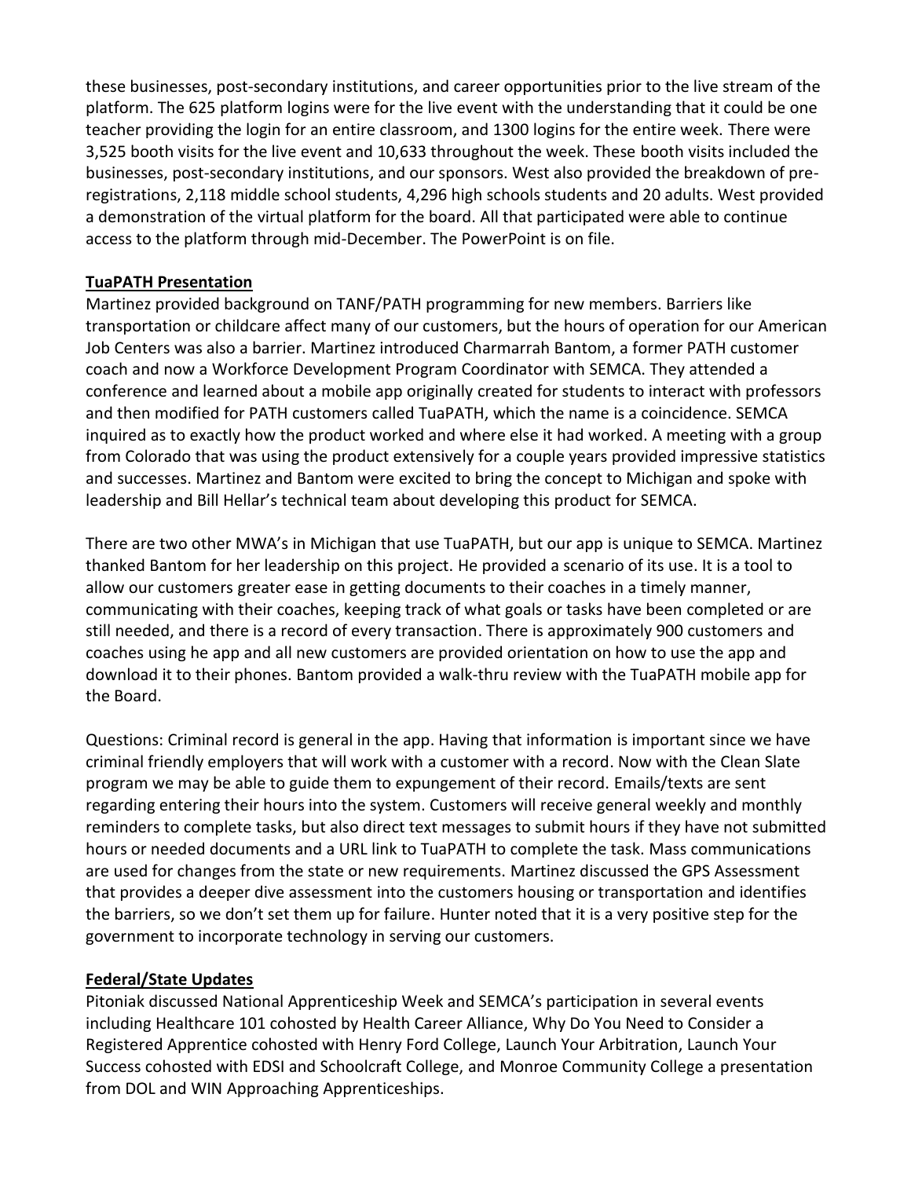these businesses, post-secondary institutions, and career opportunities prior to the live stream of the platform. The 625 platform logins were for the live event with the understanding that it could be one teacher providing the login for an entire classroom, and 1300 logins for the entire week. There were 3,525 booth visits for the live event and 10,633 throughout the week. These booth visits included the businesses, post-secondary institutions, and our sponsors. West also provided the breakdown of pre-registrations, 2,118 middle school students, 4,296 high schools students and 20 adults. West provided a demonstration of the virtual platform for the board. All that participated were able to continue access to the platform through mid-December. The PowerPoint is on file.

**TuaPATH Presentation**

Martinez provided background on TANF/PATH programming for new members. Barriers like transportation or childcare affect many of our customers, but the hours of operation for our American Job Centers was also a barrier. Martinez introduced Charmarrah Bantom, a former PATH customer coach and now a Workforce Development Program Coordinator with SEMCA. They attended a conference and learned about a mobile app originally created for students to interact with professors and then modified for PATH customers called TuaPATH, which the name is a coincidence. SEMCA inquired as to exactly how the product worked and where else it had worked. A meeting with a group from Colorado that was using the product extensively for a couple years provided impressive statistics and successes. Martinez and Bantom were excited to bring the concept to Michigan and spoke with leadership and Bill Hellar's technical team about developing this product for SEMCA.

There are two other MWA's in Michigan that use TuaPATH, but our app is unique to SEMCA. Martinez thanked Bantom for her leadership on this project. He provided a scenario of its use. It is a tool to allow our customers greater ease in getting documents to their coaches in a timely manner, communicating with their coaches, keeping track of what goals or tasks have been completed or are still needed, and there is a record of every transaction. There is approximately 900 customers and coaches using he app and all new customers are provided orientation on how to use the app and download it to their phones. Bantom provided a walk-thru review with the TuaPATH mobile app for the Board.

Questions: Criminal record is general in the app. Having that information is important since we have criminal friendly employers that will work with a customer with a record. Now with the Clean Slate program we may be able to guide them to expungement of their record. Emails/texts are sent regarding entering their hours into the system. Customers will receive general weekly and monthly reminders to complete tasks, but also direct text messages to submit hours if they have not submitted hours or needed documents and a URL link to TuaPATH to complete the task. Mass communications are used for changes from the state or new requirements. Martinez discussed the GPS Assessment that provides a deeper dive assessment into the customers housing or transportation and identifies the barriers, so we don't set them up for failure. Hunter noted that it is a very positive step for the government to incorporate technology in serving our customers.

**Federal/State Updates**

Pitoniak discussed National Apprenticeship Week and SEMCA's participation in several events including Healthcare 101 cohosted by Health Career Alliance, Why Do You Need to Consider a Registered Apprentice cohosted with Henry Ford College, Launch Your Arbitration, Launch Your Success cohosted with EDSI and Schoolcraft College, and Monroe Community College a presentation from DOL and WIN Approaching Apprenticeships.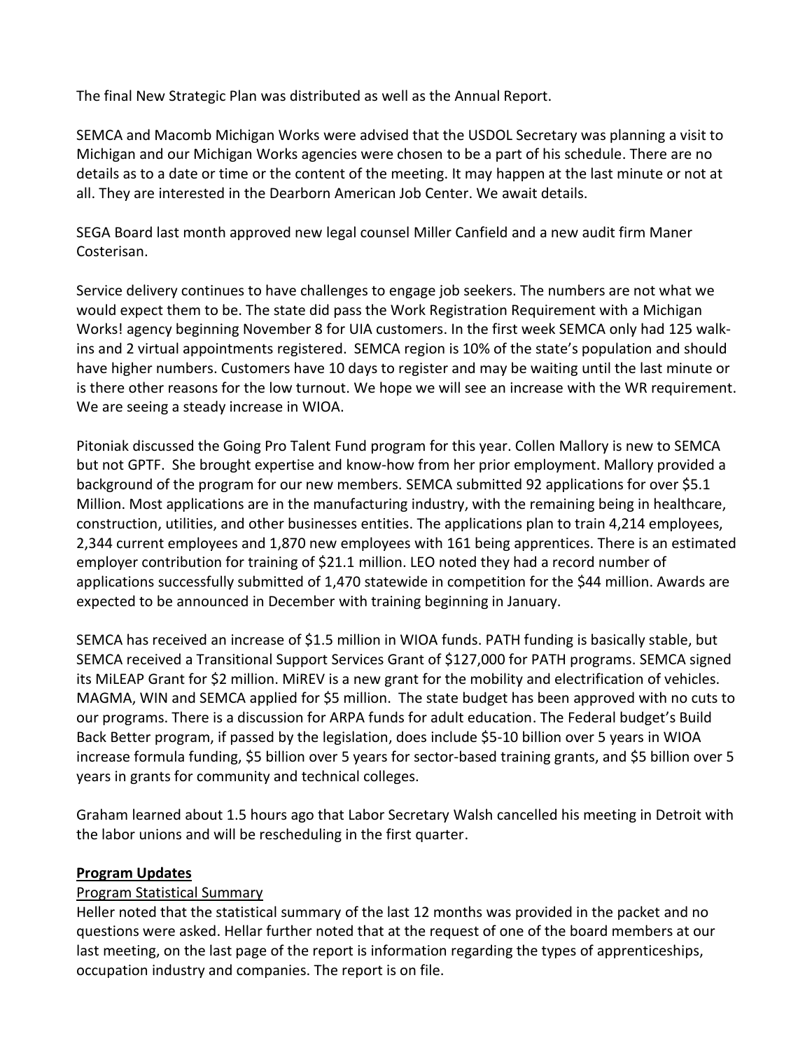The final New Strategic Plan was distributed as well as the Annual Report.

SEMCA and Macomb Michigan Works were advised that the USDOL Secretary was planning a visit to Michigan and our Michigan Works agencies were chosen to be a part of his schedule. There are no details as to a date or time or the content of the meeting. It may happen at the last minute or not at all. They are interested in the Dearborn American Job Center. We await details.

SEGA Board last month approved new legal counsel Miller Canfield and a new audit firm Maner Costerisan.

Service delivery continues to have challenges to engage job seekers. The numbers are not what we would expect them to be. The state did pass the Work Registration Requirement with a Michigan Works! agency beginning November 8 for UIA customers. In the first week SEMCA only had 125 walk-ins and 2 virtual appointments registered. SEMCA region is 10% of the state's population and should have higher numbers. Customers have 10 days to register and may be waiting until the last minute or is there other reasons for the low turnout. We hope we will see an increase with the WR requirement. We are seeing a steady increase in WIOA.

Pitoniak discussed the Going Pro Talent Fund program for this year. Collen Mallory is new to SEMCA but not GPTF. She brought expertise and know-how from her prior employment. Mallory provided a background of the program for our new members. SEMCA submitted 92 applications for over $5.1 Million. Most applications are in the manufacturing industry, with the remaining being in healthcare, construction, utilities, and other businesses entities. The applications plan to train 4,214 employees, 2,344 current employees and 1,870 new employees with 161 being apprentices. There is an estimated employer contribution for training of $21.1 million. LEO noted they had a record number of applications successfully submitted of 1,470 statewide in competition for the $44 million. Awards are expected to be announced in December with training beginning in January.

SEMCA has received an increase of $1.5 million in WIOA funds. PATH funding is basically stable, but SEMCA received a Transitional Support Services Grant of $127,000 for PATH programs. SEMCA signed its MiLEAP Grant for $2 million. MiREV is a new grant for the mobility and electrification of vehicles. MAGMA, WIN and SEMCA applied for $5 million. The state budget has been approved with no cuts to our programs. There is a discussion for ARPA funds for adult education. The Federal budget's Build Back Better program, if passed by the legislation, does include $5-10 billion over 5 years in WIOA increase formula funding, $5 billion over 5 years for sector-based training grants, and $5 billion over 5 years in grants for community and technical colleges.

Graham learned about 1.5 hours ago that Labor Secretary Walsh cancelled his meeting in Detroit with the labor unions and will be rescheduling in the first quarter.

**Program Updates**

Program Statistical Summary

Heller noted that the statistical summary of the last 12 months was provided in the packet and no questions were asked. Hellar further noted that at the request of one of the board members at our last meeting, on the last page of the report is information regarding the types of apprenticeships, occupation industry and companies. The report is on file.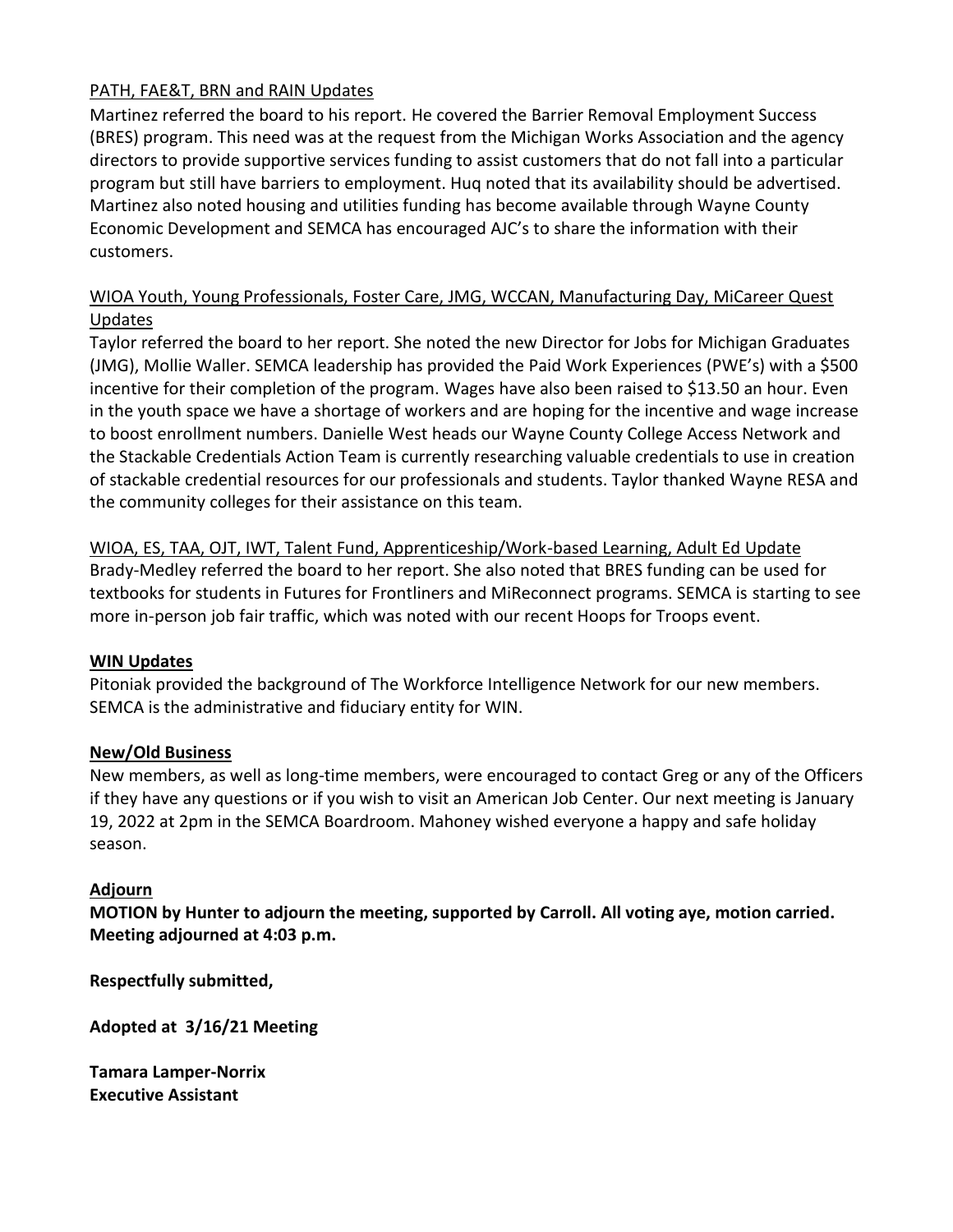PATH, FAE&T, BRN and RAIN Updates

Martinez referred the board to his report. He covered the Barrier Removal Employment Success (BRES) program. This need was at the request from the Michigan Works Association and the agency directors to provide supportive services funding to assist customers that do not fall into a particular program but still have barriers to employment. Huq noted that its availability should be advertised. Martinez also noted housing and utilities funding has become available through Wayne County Economic Development and SEMCA has encouraged AJC's to share the information with their customers.

WIOA Youth, Young Professionals, Foster Care, JMG, WCCAN, Manufacturing Day, MiCareer Quest Updates

Taylor referred the board to her report. She noted the new Director for Jobs for Michigan Graduates (JMG), Mollie Waller. SEMCA leadership has provided the Paid Work Experiences (PWE's) with a $500 incentive for their completion of the program. Wages have also been raised to $13.50 an hour. Even in the youth space we have a shortage of workers and are hoping for the incentive and wage increase to boost enrollment numbers. Danielle West heads our Wayne County College Access Network and the Stackable Credentials Action Team is currently researching valuable credentials to use in creation of stackable credential resources for our professionals and students. Taylor thanked Wayne RESA and the community colleges for their assistance on this team.

WIOA, ES, TAA, OJT, IWT, Talent Fund, Apprenticeship/Work-based Learning, Adult Ed Update

Brady-Medley referred the board to her report. She also noted that BRES funding can be used for textbooks for students in Futures for Frontliners and MiReconnect programs. SEMCA is starting to see more in-person job fair traffic, which was noted with our recent Hoops for Troops event.

**WIN Updates**

Pitoniak provided the background of The Workforce Intelligence Network for our new members. SEMCA is the administrative and fiduciary entity for WIN.

**New/Old Business**

New members, as well as long-time members, were encouraged to contact Greg or any of the Officers if they have any questions or if you wish to visit an American Job Center. Our next meeting is January 19, 2022 at 2pm in the SEMCA Boardroom. Mahoney wished everyone a happy and safe holiday season.

**Adjourn**

**MOTION by Hunter to adjourn the meeting, supported by Carroll. All voting aye, motion carried. Meeting adjourned at 4:03 p.m.**

**Respectfully submitted,**

**Adopted at 3/16/21 Meeting**

**Tamara Lamper-Norrix**
**Executive Assistant**